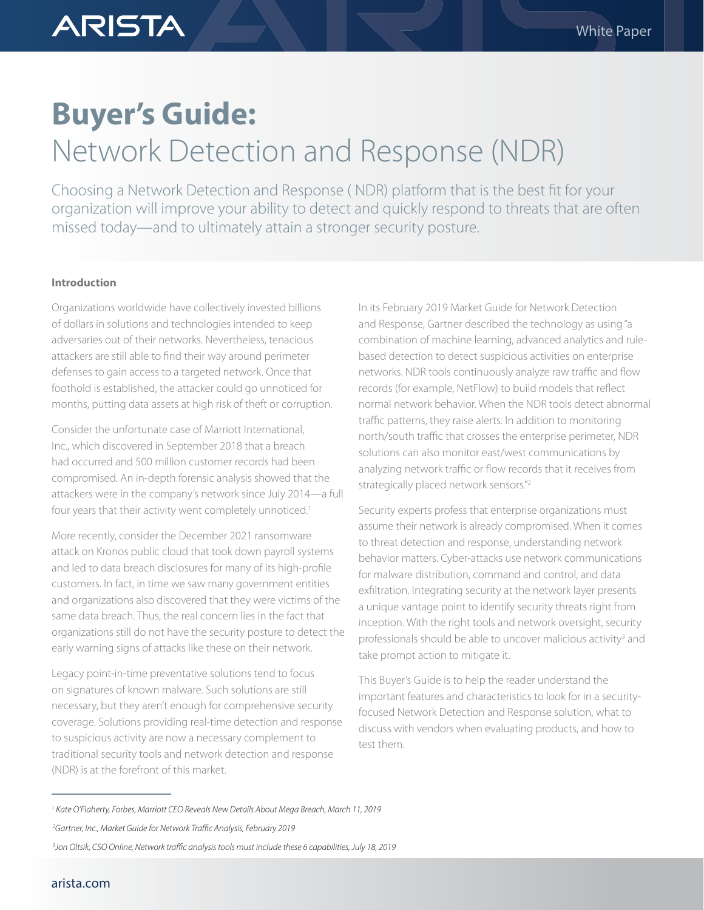# Buyer's Guide: Network Detection and Response (NDR)

Choosing a Network Detection and Response ( NDR) platform that is the best fit for your organization will improve your ability to detect and quickly respond to threats that are often missed today—and to ultimately attain a stronger security posture.

## Introduction

Organizations worldwide have collectively invested billions of dollars in solutions and technologies intended to keep adversaries out of their networks. Nevertheless, tenacious attackers are still able to find their way around perimeter defenses to gain access to a targeted network. Once that foothold is established, the attacker could go unnoticed for months, putting data assets at high risk of theft or corruption.

Consider the unfortunate case of Marriott International, Inc., which discovered in September 2018 that a breach had occurred and 500 million customer records had been compromised. An in-depth forensic analysis showed that the attackers were in the company's network since July 2014—a full four years that their activity went completely unnoticed.[1]

More recently, consider the December 2021 ransomware attack on Kronos public cloud that took down payroll systems and led to data breach disclosures for many of its high-profile customers. In fact, in time we saw many government entities and organizations also discovered that they were victims of the same data breach. Thus, the real concern lies in the fact that organizations still do not have the security posture to detect the early warning signs of attacks like these on their network.

Legacy point-in-time preventative solutions tend to focus on signatures of known malware. Such solutions are still necessary, but they aren't enough for comprehensive security coverage. Solutions providing real-time detection and response to suspicious activity are now a necessary complement to traditional security tools and network detection and response (NDR) is at the forefront of this market.

In its February 2019 Market Guide for Network Detection and Response, Gartner described the technology as using "a combination of machine learning, advanced analytics and rule-based detection to detect suspicious activities on enterprise networks. NDR tools continuously analyze raw traffic and flow records (for example, NetFlow) to build models that reflect normal network behavior. When the NDR tools detect abnormal traffic patterns, they raise alerts. In addition to monitoring north/south traffic that crosses the enterprise perimeter, NDR solutions can also monitor east/west communications by analyzing network traffic or flow records that it receives from strategically placed network sensors."[2]

Security experts profess that enterprise organizations must assume their network is already compromised. When it comes to threat detection and response, understanding network behavior matters. Cyber-attacks use network communications for malware distribution, command and control, and data exfiltration. Integrating security at the network layer presents a unique vantage point to identify security threats right from inception. With the right tools and network oversight, security professionals should be able to uncover malicious activity[3] and take prompt action to mitigate it.

This Buyer's Guide is to help the reader understand the important features and characteristics to look for in a security-focused Network Detection and Response solution, what to discuss with vendors when evaluating products, and how to test them.

---

[1] *Kate O'Flaherty, Forbes, Marriott CEO Reveals New Details About Mega Breach, March 11, 2019*

[2] *Gartner, Inc., Market Guide for Network Traffic Analysis, February 2019*

[3] *Jon Oltsik, CSO Online, Network traffic analysis tools must include these 6 capabilities, July 18, 2019*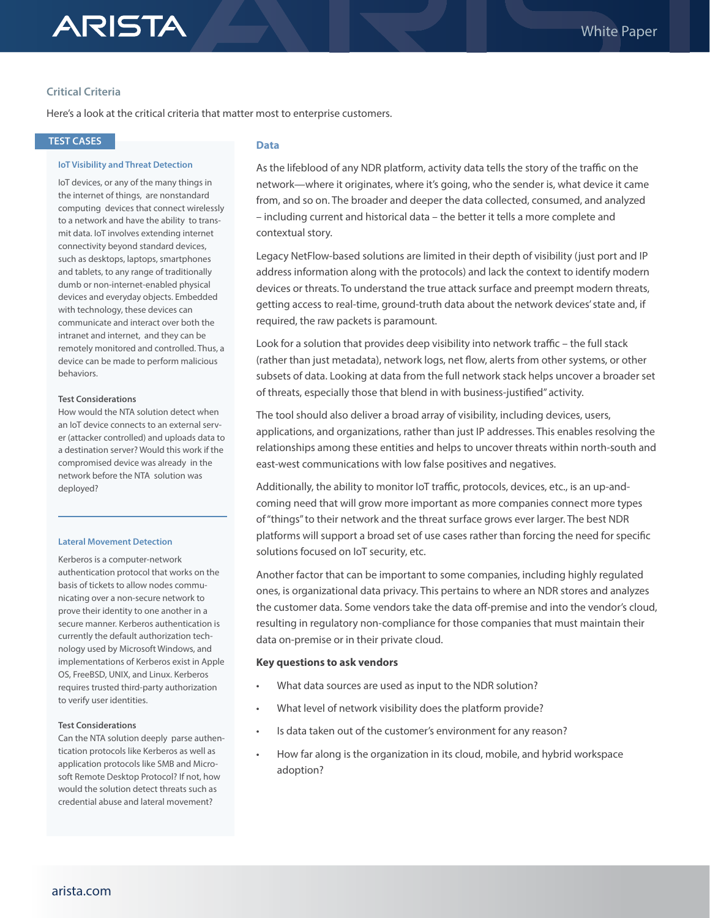## Critical Criteria

Here's a look at the critical criteria that matter most to enterprise customers.

### Data

As the lifeblood of any NDR platform, activity data tells the story of the traffic on the network—where it originates, where it's going, who the sender is, what device it came from, and so on. The broader and deeper the data collected, consumed, and analyzed – including current and historical data – the better it tells a more complete and contextual story.

Legacy NetFlow-based solutions are limited in their depth of visibility (just port and IP address information along with the protocols) and lack the context to identify modern devices or threats. To understand the true attack surface and preempt modern threats, getting access to real-time, ground-truth data about the network devices' state and, if required, the raw packets is paramount.

Look for a solution that provides deep visibility into network traffic – the full stack (rather than just metadata), network logs, net flow, alerts from other systems, or other subsets of data. Looking at data from the full network stack helps uncover a broader set of threats, especially those that blend in with business-justified" activity.

The tool should also deliver a broad array of visibility, including devices, users, applications, and organizations, rather than just IP addresses. This enables resolving the relationships among these entities and helps to uncover threats within north-south and east-west communications with low false positives and negatives.

Additionally, the ability to monitor IoT traffic, protocols, devices, etc., is an up-and-coming need that will grow more important as more companies connect more types of "things" to their network and the threat surface grows ever larger. The best NDR platforms will support a broad set of use cases rather than forcing the need for specific solutions focused on IoT security, etc.

Another factor that can be important to some companies, including highly regulated ones, is organizational data privacy. This pertains to where an NDR stores and analyzes the customer data. Some vendors take the data off-premise and into the vendor's cloud, resulting in regulatory non-compliance for those companies that must maintain their data on-premise or in their private cloud.

**Key questions to ask vendors**

- What data sources are used as input to the NDR solution?
- What level of network visibility does the platform provide?
- Is data taken out of the customer's environment for any reason?
- How far along is the organization in its cloud, mobile, and hybrid workspace adoption?

### TEST CASES

#### IoT Visibility and Threat Detection

IoT devices, or any of the many things in the internet of things, are nonstandard computing devices that connect wirelessly to a network and have the ability to transmit data. IoT involves extending internet connectivity beyond standard devices, such as desktops, laptops, smartphones and tablets, to any range of traditionally dumb or non-internet-enabled physical devices and everyday objects. Embedded with technology, these devices can communicate and interact over both the intranet and internet, and they can be remotely monitored and controlled. Thus, a device can be made to perform malicious behaviors.

**Test Considerations**

How would the NTA solution detect when an IoT device connects to an external server (attacker controlled) and uploads data to a destination server? Would this work if the compromised device was already in the network before the NTA solution was deployed?

#### Lateral Movement Detection

Kerberos is a computer-network authentication protocol that works on the basis of tickets to allow nodes communicating over a non-secure network to prove their identity to one another in a secure manner. Kerberos authentication is currently the default authorization technology used by Microsoft Windows, and implementations of Kerberos exist in Apple OS, FreeBSD, UNIX, and Linux. Kerberos requires trusted third-party authorization to verify user identities.

**Test Considerations**

Can the NTA solution deeply parse authentication protocols like Kerberos as well as application protocols like SMB and Microsoft Remote Desktop Protocol? If not, how would the solution detect threats such as credential abuse and lateral movement?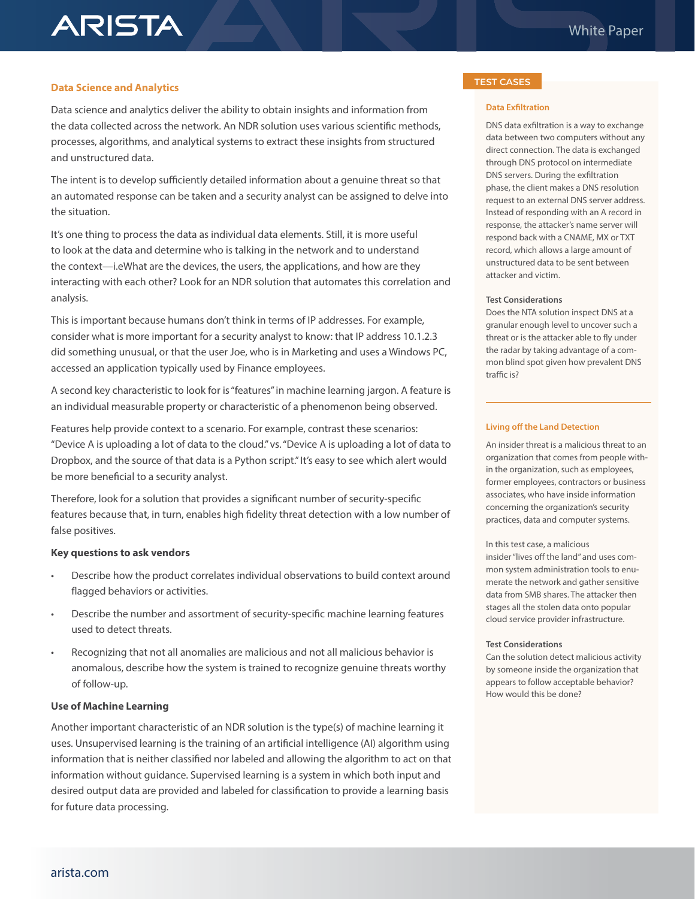### Data Science and Analytics

Data science and analytics deliver the ability to obtain insights and information from the data collected across the network. An NDR solution uses various scientific methods, processes, algorithms, and analytical systems to extract these insights from structured and unstructured data.

The intent is to develop sufficiently detailed information about a genuine threat so that an automated response can be taken and a security analyst can be assigned to delve into the situation.

It's one thing to process the data as individual data elements. Still, it is more useful to look at the data and determine who is talking in the network and to understand the context—i.eWhat are the devices, the users, the applications, and how are they interacting with each other? Look for an NDR solution that automates this correlation and analysis.

This is important because humans don't think in terms of IP addresses. For example, consider what is more important for a security analyst to know: that IP address 10.1.2.3 did something unusual, or that the user Joe, who is in Marketing and uses a Windows PC, accessed an application typically used by Finance employees.

A second key characteristic to look for is "features" in machine learning jargon. A feature is an individual measurable property or characteristic of a phenomenon being observed.

Features help provide context to a scenario. For example, contrast these scenarios: "Device A is uploading a lot of data to the cloud." vs. "Device A is uploading a lot of data to Dropbox, and the source of that data is a Python script." It's easy to see which alert would be more beneficial to a security analyst.

Therefore, look for a solution that provides a significant number of security-specific features because that, in turn, enables high fidelity threat detection with a low number of false positives.

**Key questions to ask vendors**

- Describe how the product correlates individual observations to build context around flagged behaviors or activities.
- Describe the number and assortment of security-specific machine learning features used to detect threats.
- Recognizing that not all anomalies are malicious and not all malicious behavior is anomalous, describe how the system is trained to recognize genuine threats worthy of follow-up.

**Use of Machine Learning**

Another important characteristic of an NDR solution is the type(s) of machine learning it uses. Unsupervised learning is the training of an artificial intelligence (AI) algorithm using information that is neither classified nor labeled and allowing the algorithm to act on that information without guidance. Supervised learning is a system in which both input and desired output data are provided and labeled for classification to provide a learning basis for future data processing.

### TEST CASES

#### Data Exfiltration

DNS data exfiltration is a way to exchange data between two computers without any direct connection. The data is exchanged through DNS protocol on intermediate DNS servers. During the exfiltration phase, the client makes a DNS resolution request to an external DNS server address. Instead of responding with an A record in response, the attacker's name server will respond back with a CNAME, MX or TXT record, which allows a large amount of unstructured data to be sent between attacker and victim.

**Test Considerations**

Does the NTA solution inspect DNS at a granular enough level to uncover such a threat or is the attacker able to fly under the radar by taking advantage of a common blind spot given how prevalent DNS traffic is?

#### Living off the Land Detection

An insider threat is a malicious threat to an organization that comes from people within the organization, such as employees, former employees, contractors or business associates, who have inside information concerning the organization's security practices, data and computer systems.

In this test case, a malicious insider "lives off the land" and uses common system administration tools to enumerate the network and gather sensitive data from SMB shares. The attacker then stages all the stolen data onto popular cloud service provider infrastructure.

**Test Considerations**

Can the solution detect malicious activity by someone inside the organization that appears to follow acceptable behavior? How would this be done?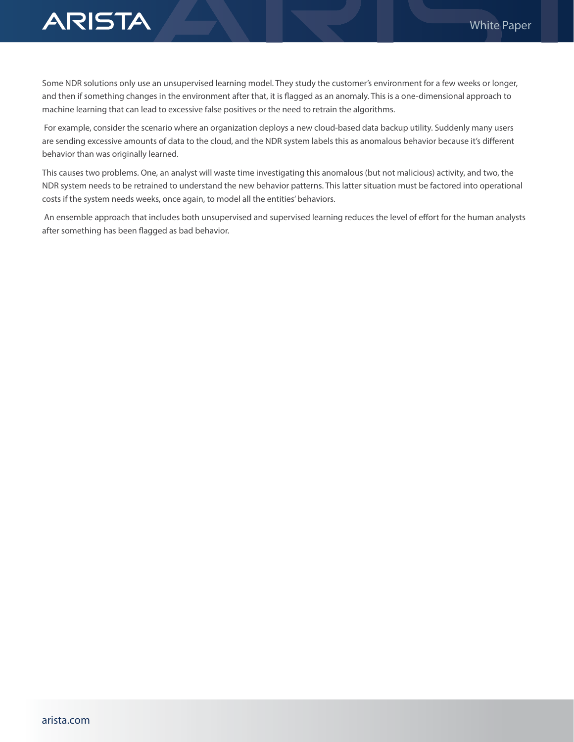Some NDR solutions only use an unsupervised learning model. They study the customer's environment for a few weeks or longer, and then if something changes in the environment after that, it is flagged as an anomaly. This is a one-dimensional approach to machine learning that can lead to excessive false positives or the need to retrain the algorithms.

For example, consider the scenario where an organization deploys a new cloud-based data backup utility. Suddenly many users are sending excessive amounts of data to the cloud, and the NDR system labels this as anomalous behavior because it's different behavior than was originally learned.

This causes two problems. One, an analyst will waste time investigating this anomalous (but not malicious) activity, and two, the NDR system needs to be retrained to understand the new behavior patterns. This latter situation must be factored into operational costs if the system needs weeks, once again, to model all the entities' behaviors.

An ensemble approach that includes both unsupervised and supervised learning reduces the level of effort for the human analysts after something has been flagged as bad behavior.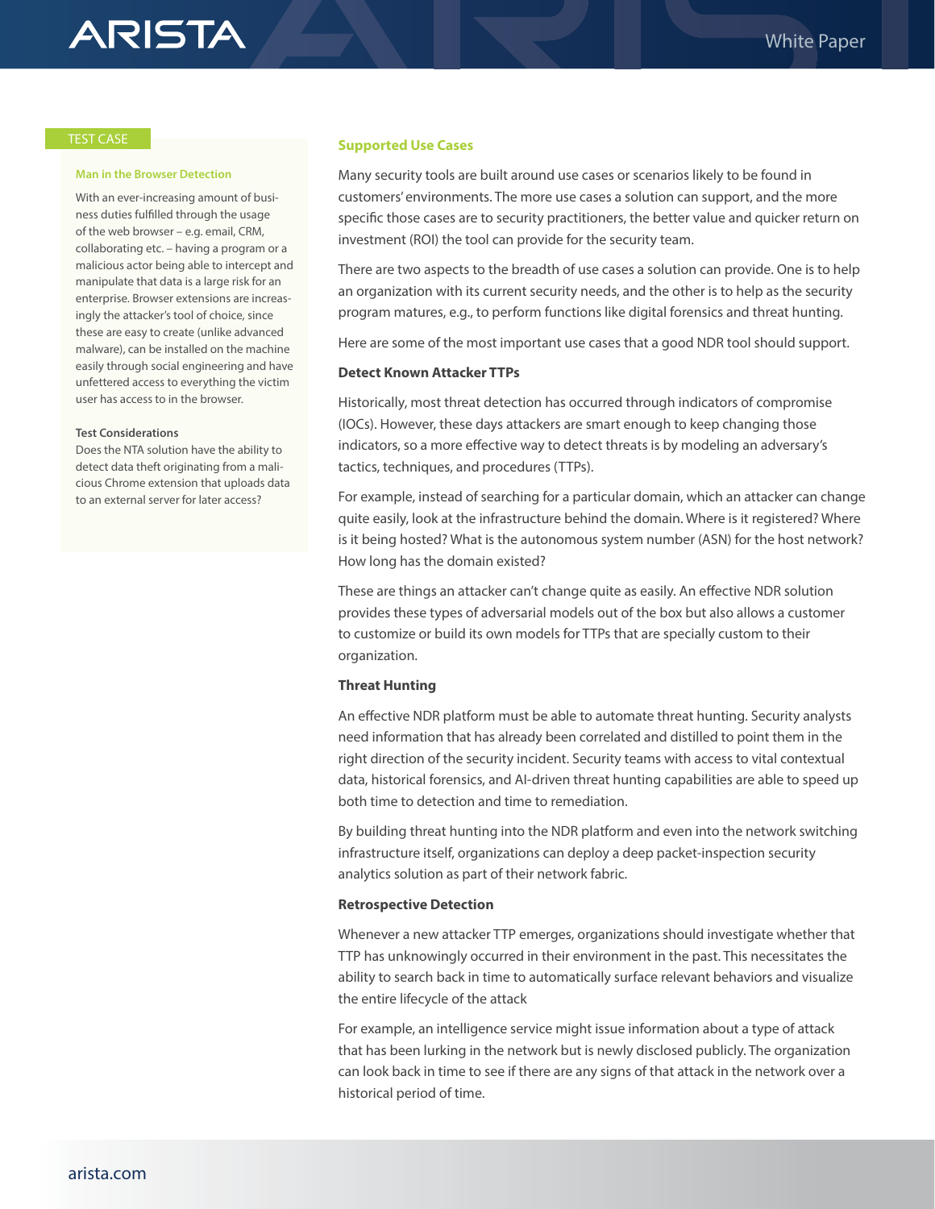TEST CASE

**Man in the Browser Detection**

With an ever-increasing amount of business duties fulfilled through the usage of the web browser – e.g. email, CRM, collaborating etc. – having a program or a malicious actor being able to intercept and manipulate that data is a large risk for an enterprise. Browser extensions are increasingly the attacker's tool of choice, since these are easy to create (unlike advanced malware), can be installed on the machine easily through social engineering and have unfettered access to everything the victim user has access to in the browser.

**Test Considerations**

Does the NTA solution have the ability to detect data theft originating from a malicious Chrome extension that uploads data to an external server for later access?

## Supported Use Cases

Many security tools are built around use cases or scenarios likely to be found in customers' environments. The more use cases a solution can support, and the more specific those cases are to security practitioners, the better value and quicker return on investment (ROI) the tool can provide for the security team.

There are two aspects to the breadth of use cases a solution can provide. One is to help an organization with its current security needs, and the other is to help as the security program matures, e.g., to perform functions like digital forensics and threat hunting.

Here are some of the most important use cases that a good NDR tool should support.

### Detect Known Attacker TTPs

Historically, most threat detection has occurred through indicators of compromise (IOCs). However, these days attackers are smart enough to keep changing those indicators, so a more effective way to detect threats is by modeling an adversary's tactics, techniques, and procedures (TTPs).

For example, instead of searching for a particular domain, which an attacker can change quite easily, look at the infrastructure behind the domain. Where is it registered? Where is it being hosted? What is the autonomous system number (ASN) for the host network? How long has the domain existed?

These are things an attacker can't change quite as easily. An effective NDR solution provides these types of adversarial models out of the box but also allows a customer to customize or build its own models for TTPs that are specially custom to their organization.

### Threat Hunting

An effective NDR platform must be able to automate threat hunting. Security analysts need information that has already been correlated and distilled to point them in the right direction of the security incident. Security teams with access to vital contextual data, historical forensics, and AI-driven threat hunting capabilities are able to speed up both time to detection and time to remediation.

By building threat hunting into the NDR platform and even into the network switching infrastructure itself, organizations can deploy a deep packet-inspection security analytics solution as part of their network fabric.

### Retrospective Detection

Whenever a new attacker TTP emerges, organizations should investigate whether that TTP has unknowingly occurred in their environment in the past. This necessitates the ability to search back in time to automatically surface relevant behaviors and visualize the entire lifecycle of the attack

For example, an intelligence service might issue information about a type of attack that has been lurking in the network but is newly disclosed publicly. The organization can look back in time to see if there are any signs of that attack in the network over a historical period of time.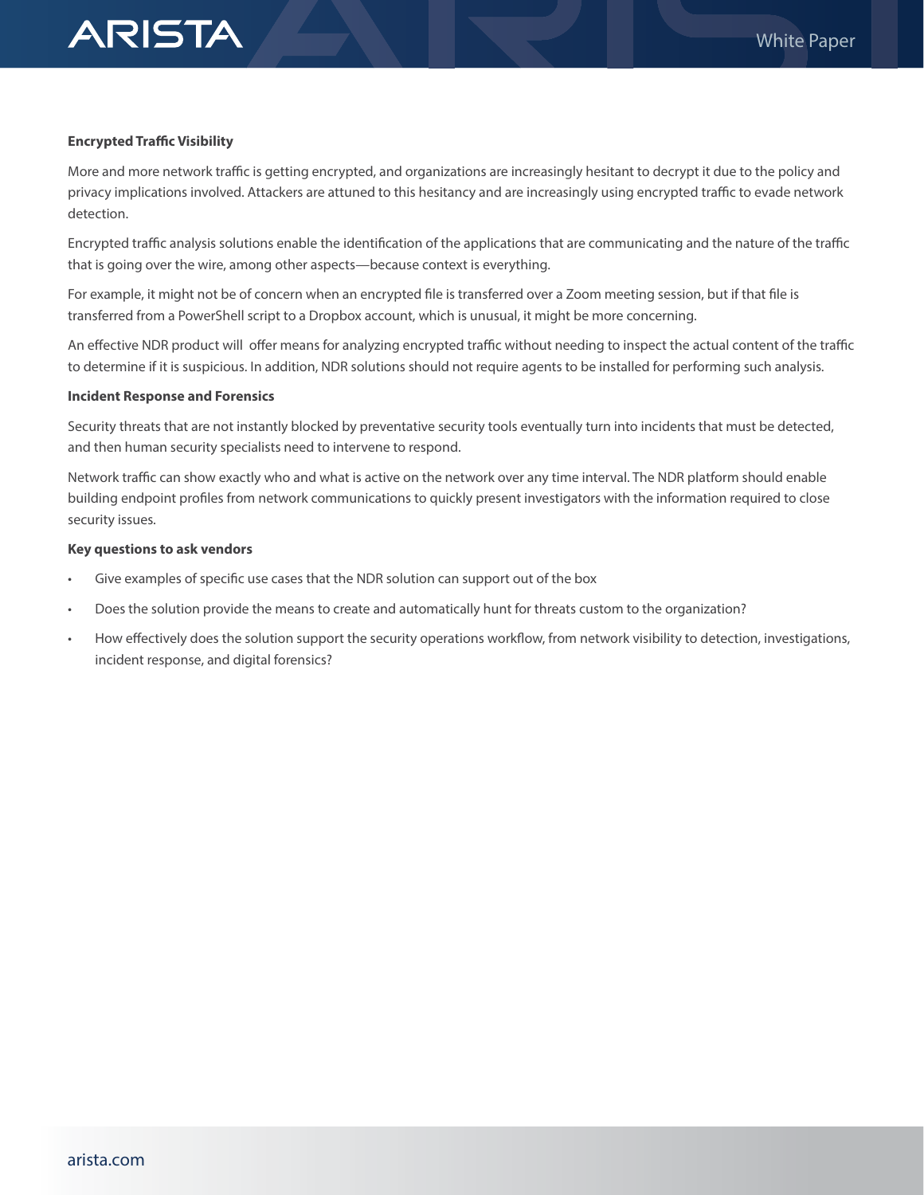**Encrypted Traffic Visibility**

More and more network traffic is getting encrypted, and organizations are increasingly hesitant to decrypt it due to the policy and privacy implications involved. Attackers are attuned to this hesitancy and are increasingly using encrypted traffic to evade network detection.

Encrypted traffic analysis solutions enable the identification of the applications that are communicating and the nature of the traffic that is going over the wire, among other aspects—because context is everything.

For example, it might not be of concern when an encrypted file is transferred over a Zoom meeting session, but if that file is transferred from a PowerShell script to a Dropbox account, which is unusual, it might be more concerning.

An effective NDR product will offer means for analyzing encrypted traffic without needing to inspect the actual content of the traffic to determine if it is suspicious. In addition, NDR solutions should not require agents to be installed for performing such analysis.

**Incident Response and Forensics**

Security threats that are not instantly blocked by preventative security tools eventually turn into incidents that must be detected, and then human security specialists need to intervene to respond.

Network traffic can show exactly who and what is active on the network over any time interval. The NDR platform should enable building endpoint profiles from network communications to quickly present investigators with the information required to close security issues.

**Key questions to ask vendors**

- Give examples of specific use cases that the NDR solution can support out of the box
- Does the solution provide the means to create and automatically hunt for threats custom to the organization?
- How effectively does the solution support the security operations workflow, from network visibility to detection, investigations, incident response, and digital forensics?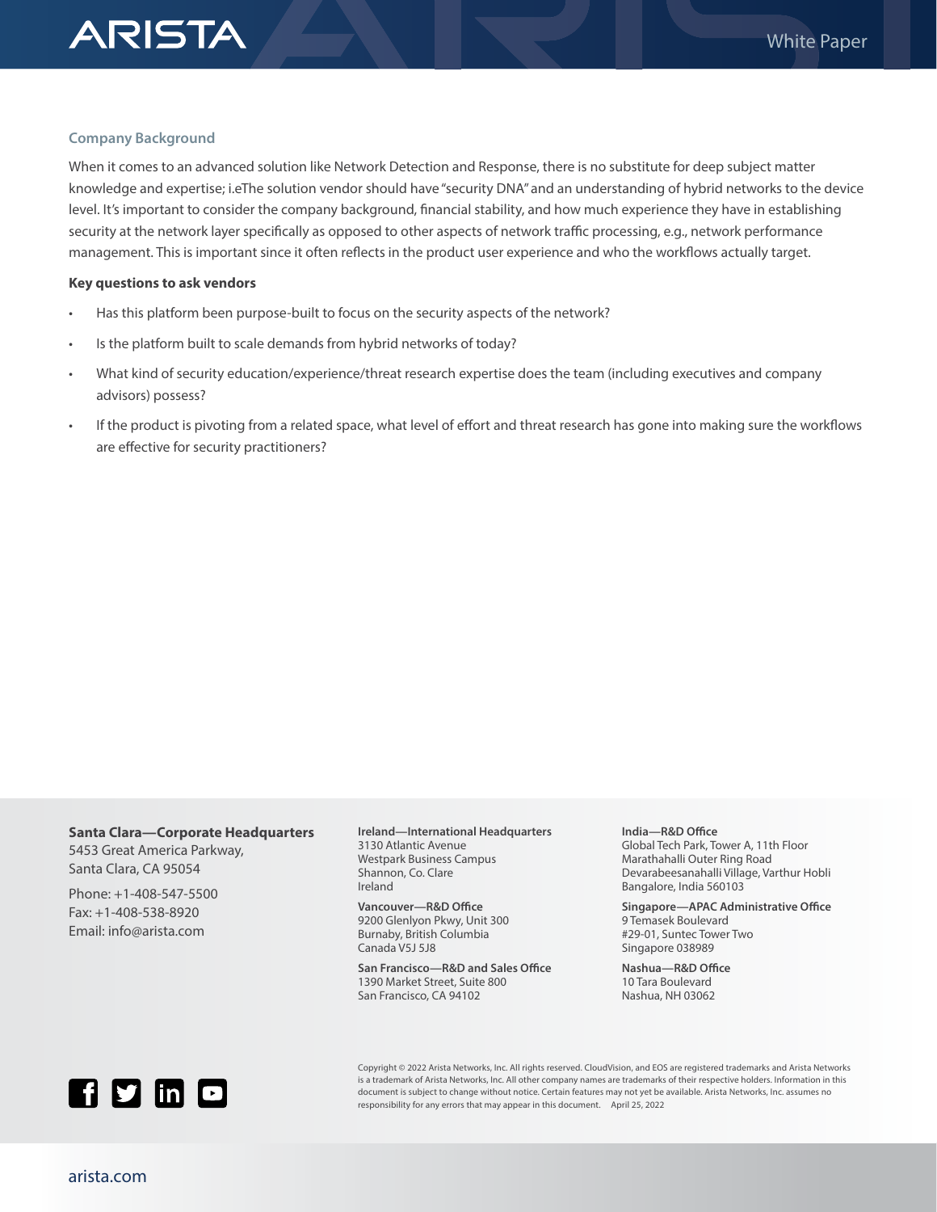### Company Background

When it comes to an advanced solution like Network Detection and Response, there is no substitute for deep subject matter knowledge and expertise; i.eThe solution vendor should have "security DNA" and an understanding of hybrid networks to the device level. It's important to consider the company background, financial stability, and how much experience they have in establishing security at the network layer specifically as opposed to other aspects of network traffic processing, e.g., network performance management. This is important since it often reflects in the product user experience and who the workflows actually target.

**Key questions to ask vendors**

- Has this platform been purpose-built to focus on the security aspects of the network?
- Is the platform built to scale demands from hybrid networks of today?
- What kind of security education/experience/threat research expertise does the team (including executives and company advisors) possess?
- If the product is pivoting from a related space, what level of effort and threat research has gone into making sure the workflows are effective for security practitioners?

**Santa Clara—Corporate Headquarters**
5453 Great America Parkway,
Santa Clara, CA 95054

Phone: +1-408-547-5500
Fax: +1-408-538-8920
Email: info@arista.com

**Ireland—International Headquarters**
3130 Atlantic Avenue
Westpark Business Campus
Shannon, Co. Clare
Ireland

**Vancouver—R&D Office**
9200 Glenlyon Pkwy, Unit 300
Burnaby, British Columbia
Canada V5J 5J8

**San Francisco—R&D and Sales Office**
1390 Market Street, Suite 800
San Francisco, CA 94102

**India—R&D Office**
Global Tech Park, Tower A, 11th Floor
Marathahalli Outer Ring Road
Devarabeesanahalli Village, Varthur Hobli
Bangalore, India 560103

**Singapore—APAC Administrative Office**
9 Temasek Boulevard
#29-01, Suntec Tower Two
Singapore 038989

**Nashua—R&D Office**
10 Tara Boulevard
Nashua, NH 03062

Copyright © 2022 Arista Networks, Inc. All rights reserved. CloudVision, and EOS are registered trademarks and Arista Networks is a trademark of Arista Networks, Inc. All other company names are trademarks of their respective holders. Information in this document is subject to change without notice. Certain features may not yet be available. Arista Networks, Inc. assumes no responsibility for any errors that may appear in this document. April 25, 2022

arista.com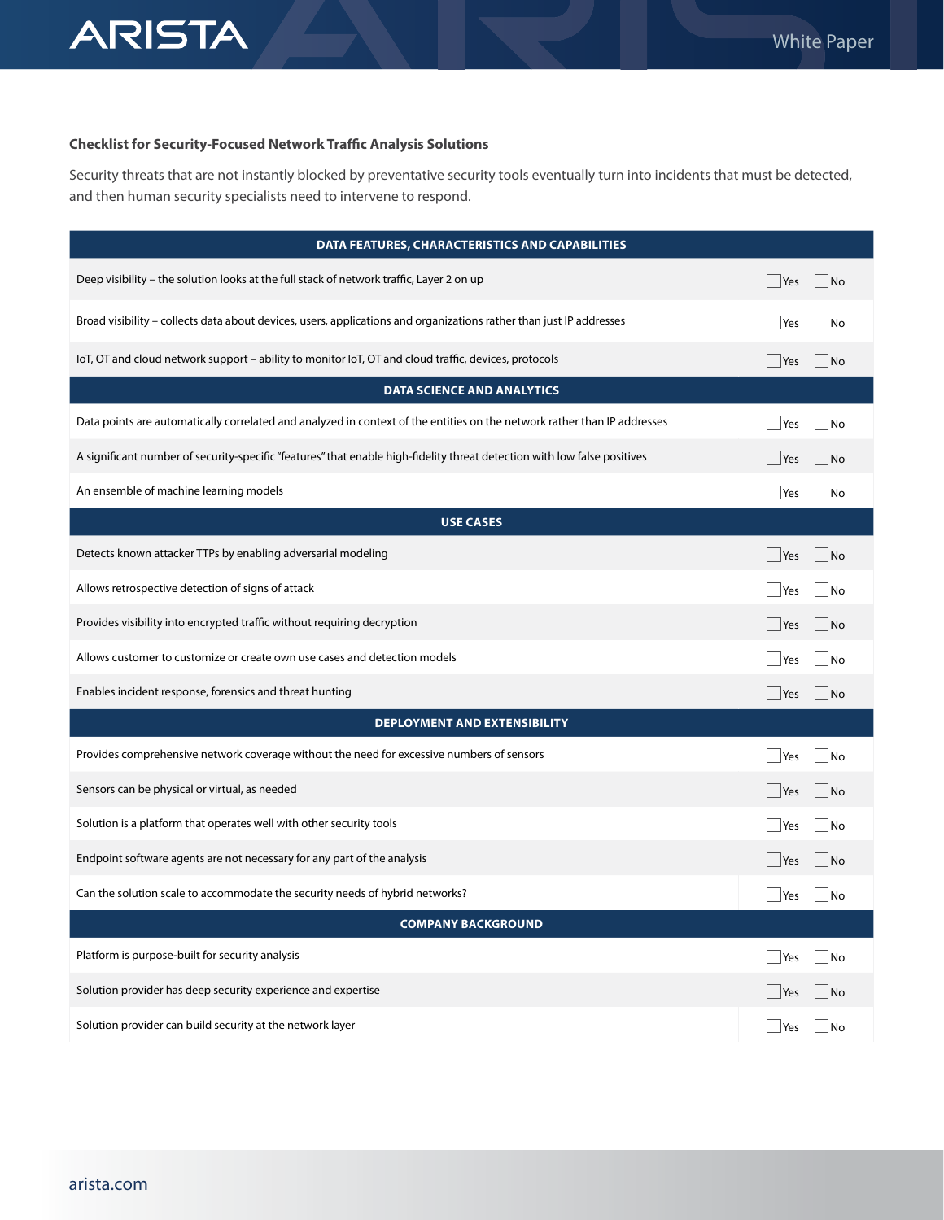**Checklist for Security-Focused Network Traffic Analysis Solutions**

Security threats that are not instantly blocked by preventative security tools eventually turn into incidents that must be detected, and then human security specialists need to intervene to respond.

| DATA FEATURES, CHARACTERISTICS AND CAPABILITIES | |
|---|---|
| Deep visibility – the solution looks at the full stack of network traffic, Layer 2 on up | ☐ Yes ☐ No |
| Broad visibility – collects data about devices, users, applications and organizations rather than just IP addresses | ☐ Yes ☐ No |
| IoT, OT and cloud network support – ability to monitor IoT, OT and cloud traffic, devices, protocols | ☐ Yes ☐ No |
| **DATA SCIENCE AND ANALYTICS** | |
| Data points are automatically correlated and analyzed in context of the entities on the network rather than IP addresses | ☐ Yes ☐ No |
| A significant number of security-specific "features" that enable high-fidelity threat detection with low false positives | ☐ Yes ☐ No |
| An ensemble of machine learning models | ☐ Yes ☐ No |
| **USE CASES** | |
| Detects known attacker TTPs by enabling adversarial modeling | ☐ Yes ☐ No |
| Allows retrospective detection of signs of attack | ☐ Yes ☐ No |
| Provides visibility into encrypted traffic without requiring decryption | ☐ Yes ☐ No |
| Allows customer to customize or create own use cases and detection models | ☐ Yes ☐ No |
| Enables incident response, forensics and threat hunting | ☐ Yes ☐ No |
| **DEPLOYMENT AND EXTENSIBILITY** | |
| Provides comprehensive network coverage without the need for excessive numbers of sensors | ☐ Yes ☐ No |
| Sensors can be physical or virtual, as needed | ☐ Yes ☐ No |
| Solution is a platform that operates well with other security tools | ☐ Yes ☐ No |
| Endpoint software agents are not necessary for any part of the analysis | ☐ Yes ☐ No |
| Can the solution scale to accommodate the security needs of hybrid networks? | ☐ Yes ☐ No |
| **COMPANY BACKGROUND** | |
| Platform is purpose-built for security analysis | ☐ Yes ☐ No |
| Solution provider has deep security experience and expertise | ☐ Yes ☐ No |
| Solution provider can build security at the network layer | ☐ Yes ☐ No |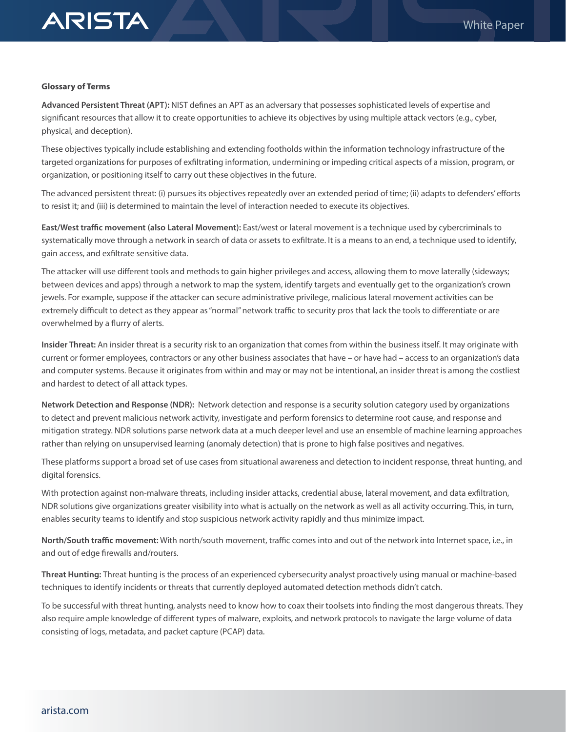**Glossary of Terms**

**Advanced Persistent Threat (APT):** NIST defines an APT as an adversary that possesses sophisticated levels of expertise and significant resources that allow it to create opportunities to achieve its objectives by using multiple attack vectors (e.g., cyber, physical, and deception).

These objectives typically include establishing and extending footholds within the information technology infrastructure of the targeted organizations for purposes of exfiltrating information, undermining or impeding critical aspects of a mission, program, or organization, or positioning itself to carry out these objectives in the future.

The advanced persistent threat: (i) pursues its objectives repeatedly over an extended period of time; (ii) adapts to defenders' efforts to resist it; and (iii) is determined to maintain the level of interaction needed to execute its objectives.

**East/West traffic movement (also Lateral Movement):** East/west or lateral movement is a technique used by cybercriminals to systematically move through a network in search of data or assets to exfiltrate. It is a means to an end, a technique used to identify, gain access, and exfiltrate sensitive data.

The attacker will use different tools and methods to gain higher privileges and access, allowing them to move laterally (sideways; between devices and apps) through a network to map the system, identify targets and eventually get to the organization's crown jewels. For example, suppose if the attacker can secure administrative privilege, malicious lateral movement activities can be extremely difficult to detect as they appear as "normal" network traffic to security pros that lack the tools to differentiate or are overwhelmed by a flurry of alerts.

**Insider Threat:** An insider threat is a security risk to an organization that comes from within the business itself. It may originate with current or former employees, contractors or any other business associates that have – or have had – access to an organization's data and computer systems. Because it originates from within and may or may not be intentional, an insider threat is among the costliest and hardest to detect of all attack types.

**Network Detection and Response (NDR):** Network detection and response is a security solution category used by organizations to detect and prevent malicious network activity, investigate and perform forensics to determine root cause, and response and mitigation strategy. NDR solutions parse network data at a much deeper level and use an ensemble of machine learning approaches rather than relying on unsupervised learning (anomaly detection) that is prone to high false positives and negatives.

These platforms support a broad set of use cases from situational awareness and detection to incident response, threat hunting, and digital forensics.

With protection against non-malware threats, including insider attacks, credential abuse, lateral movement, and data exfiltration, NDR solutions give organizations greater visibility into what is actually on the network as well as all activity occurring. This, in turn, enables security teams to identify and stop suspicious network activity rapidly and thus minimize impact.

**North/South traffic movement:** With north/south movement, traffic comes into and out of the network into Internet space, i.e., in and out of edge firewalls and/routers.

**Threat Hunting:** Threat hunting is the process of an experienced cybersecurity analyst proactively using manual or machine-based techniques to identify incidents or threats that currently deployed automated detection methods didn't catch.

To be successful with threat hunting, analysts need to know how to coax their toolsets into finding the most dangerous threats. They also require ample knowledge of different types of malware, exploits, and network protocols to navigate the large volume of data consisting of logs, metadata, and packet capture (PCAP) data.